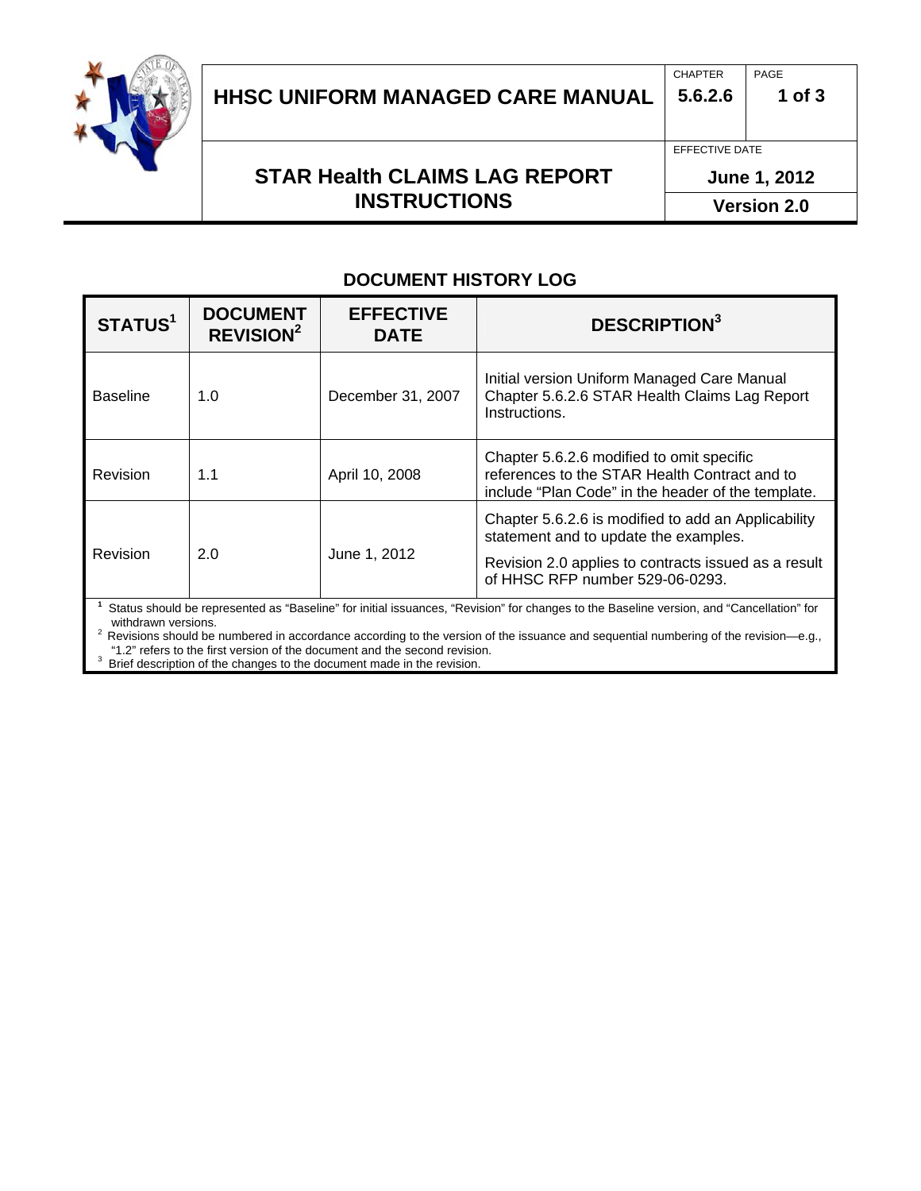# HHSC UNIFORM MANAGED CARE MANUAL

CHAPTER 5.6.2.6

# STAR Health CLAIMS LAG REPORT INSTRUCTIONS

EFFECTIVE DATE June 1, 2012

Version 2.0

## DOCUMENT HISTORY LOG

| STATUS[1] | DOCUMENT REVISION[2] | EFFECTIVE DATE | DESCRIPTION[3] |
|---|---|---|---|
| Baseline | 1.0 | December 31, 2007 | Initial version Uniform Managed Care Manual Chapter 5.6.2.6 STAR Health Claims Lag Report Instructions. |
| Revision | 1.1 | April 10, 2008 | Chapter 5.6.2.6 modified to omit specific references to the STAR Health Contract and to include "Plan Code" in the header of the template. |
| Revision | 2.0 | June 1, 2012 | Chapter 5.6.2.6 is modified to add an Applicability statement and to update the examples. Revision 2.0 applies to contracts issued as a result of HHSC RFP number 529-06-0293. |

[1] Status should be represented as "Baseline" for initial issuances, "Revision" for changes to the Baseline version, and "Cancellation" for withdrawn versions.

[2] Revisions should be numbered in accordance according to the version of the issuance and sequential numbering of the revision—e.g., "1.2" refers to the first version of the document and the second revision.

[3] Brief description of the changes to the document made in the revision.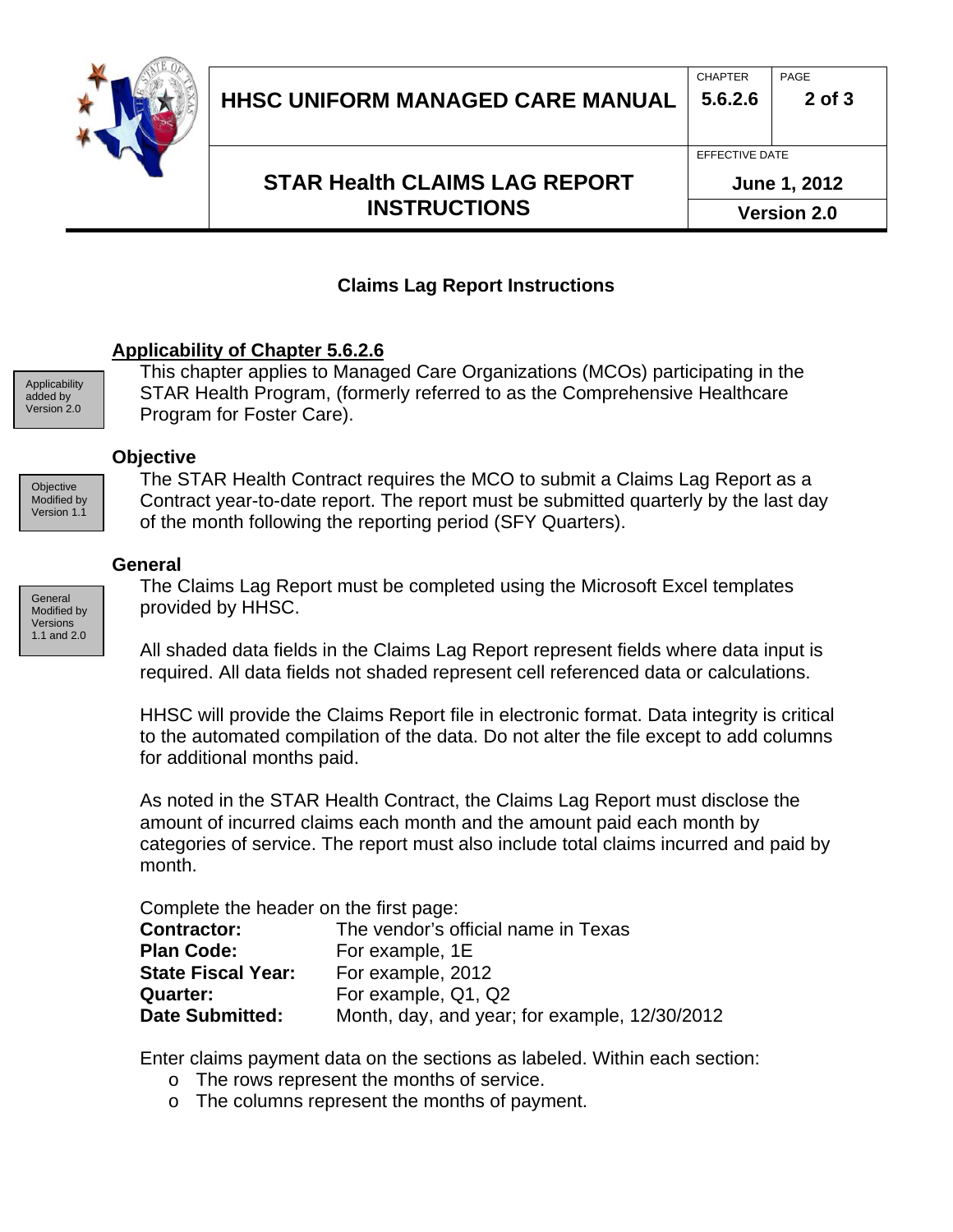## Claims Lag Report Instructions

### Applicability of Chapter 5.6.2.6

Applicability added by Version 2.0

This chapter applies to Managed Care Organizations (MCOs) participating in the STAR Health Program, (formerly referred to as the Comprehensive Healthcare Program for Foster Care).

### Objective

Objective Modified by Version 1.1

The STAR Health Contract requires the MCO to submit a Claims Lag Report as a Contract year-to-date report. The report must be submitted quarterly by the last day of the month following the reporting period (SFY Quarters).

### General

General Modified by Versions 1.1 and 2.0

The Claims Lag Report must be completed using the Microsoft Excel templates provided by HHSC.

All shaded data fields in the Claims Lag Report represent fields where data input is required. All data fields not shaded represent cell referenced data or calculations.

HHSC will provide the Claims Report file in electronic format. Data integrity is critical to the automated compilation of the data. Do not alter the file except to add columns for additional months paid.

As noted in the STAR Health Contract, the Claims Lag Report must disclose the amount of incurred claims each month and the amount paid each month by categories of service. The report must also include total claims incurred and paid by month.

Complete the header on the first page:

| | |
|---|---|
| **Contractor:** | The vendor's official name in Texas |
| **Plan Code:** | For example, 1E |
| **State Fiscal Year:** | For example, 2012 |
| **Quarter:** | For example, Q1, Q2 |
| **Date Submitted:** | Month, day, and year; for example, 12/30/2012 |

Enter claims payment data on the sections as labeled. Within each section:

- The rows represent the months of service.
- The columns represent the months of payment.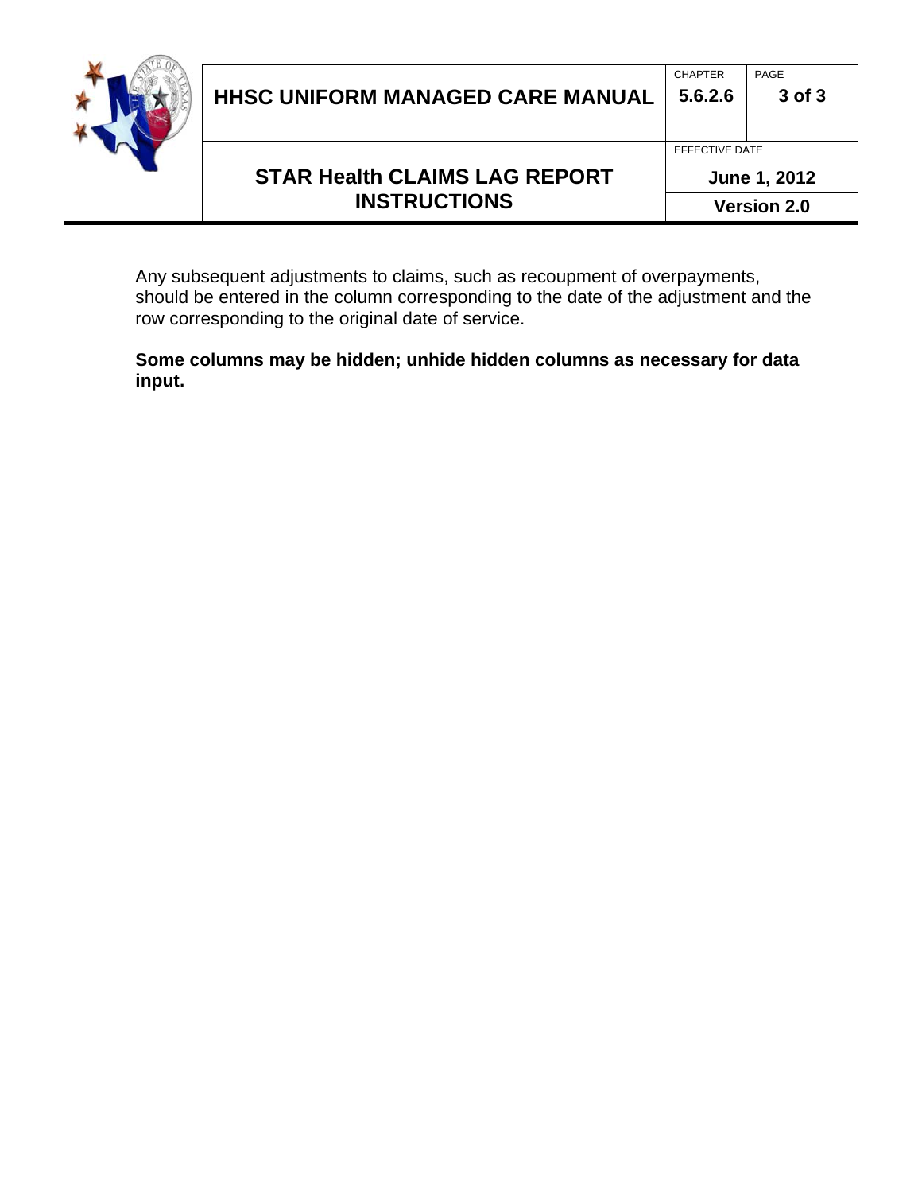Any subsequent adjustments to claims, such as recoupment of overpayments, should be entered in the column corresponding to the date of the adjustment and the row corresponding to the original date of service.

**Some columns may be hidden; unhide hidden columns as necessary for data input.**